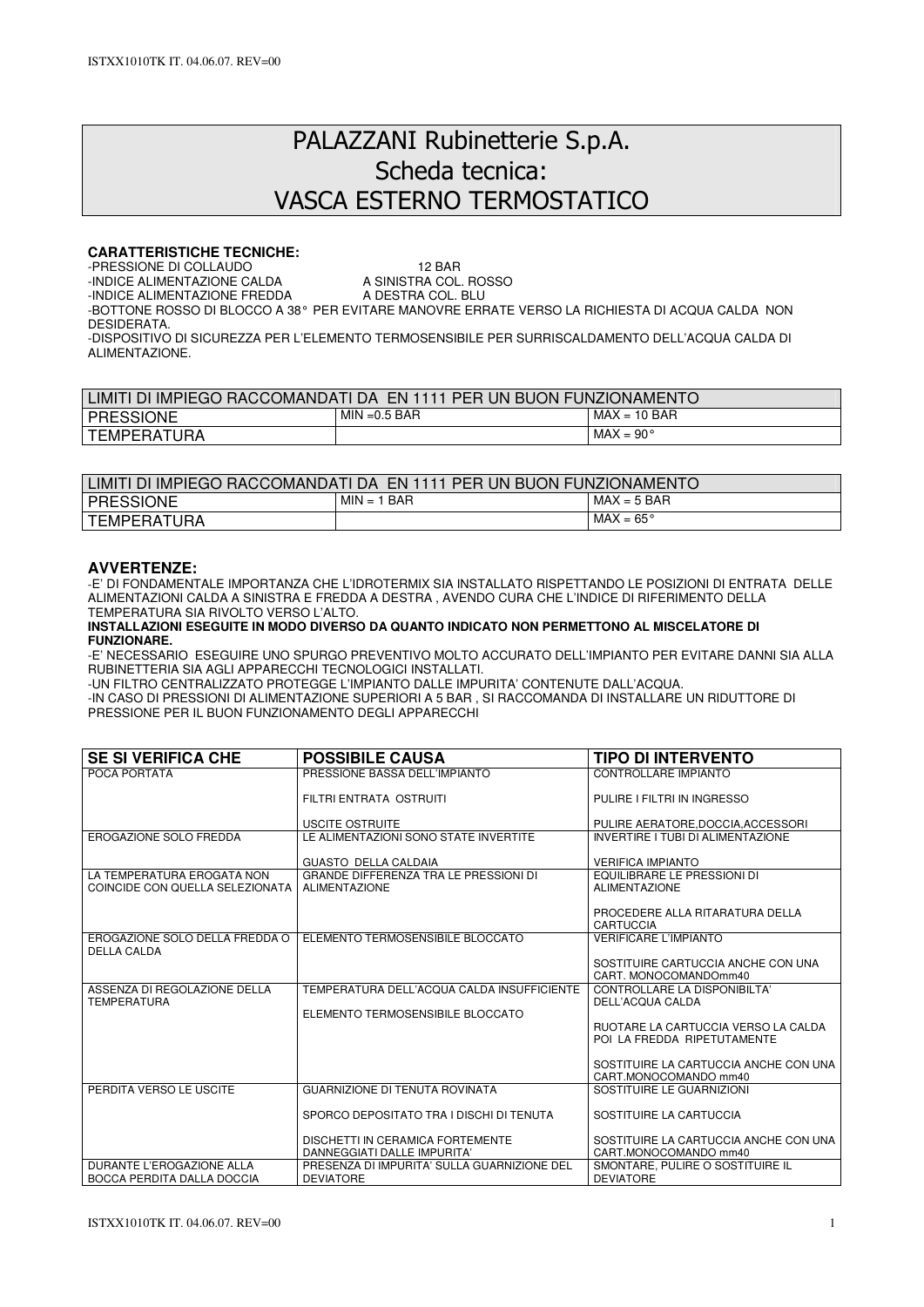# PALAZZANI Rubinetterie S.p.A.
# Scheda tecnica:
# VASCA ESTERNO TERMOSTATICO

**CARATTERISTICHE TECNICHE:**

-PRESSIONE DI COLLAUDO 12 BAR
-INDICE ALIMENTAZIONE CALDA A SINISTRA COL. ROSSO
-INDICE ALIMENTAZIONE FREDDA A DESTRA COL. BLU
-BOTTONE ROSSO DI BLOCCO A 38° PER EVITARE MANOVRE ERRATE VERSO LA RICHIESTA DI ACQUA CALDA NON DESIDERATA.
-DISPOSITIVO DI SICUREZZA PER L'ELEMENTO TERMOSENSIBILE PER SURRISCALDAMENTO DELL'ACQUA CALDA DI ALIMENTAZIONE.

| LIMITI DI IMPIEGO RACCOMANDATI DA EN 1111 PER UN BUON FUNZIONAMENTO | | |
|---|---|---|
| PRESSIONE | MIN =0.5 BAR | MAX = 10 BAR |
| TEMPERATURA | | MAX = 90° |

| LIMITI DI IMPIEGO RACCOMANDATI DA EN 1111 PER UN BUON FUNZIONAMENTO | | |
|---|---|---|
| PRESSIONE | MIN = 1 BAR | MAX = 5 BAR |
| TEMPERATURA | | MAX = 65° |

## AVVERTENZE:

-E' DI FONDAMENTALE IMPORTANZA CHE L'IDROTERMIX SIA INSTALLATO RISPETTANDO LE POSIZIONI DI ENTRATA DELLE ALIMENTAZIONI CALDA A SINISTRA E FREDDA A DESTRA , AVENDO CURA CHE L'INDICE DI RIFERIMENTO DELLA TEMPERATURA SIA RIVOLTO VERSO L'ALTO.

**INSTALLAZIONI ESEGUITE IN MODO DIVERSO DA QUANTO INDICATO NON PERMETTONO AL MISCELATORE DI FUNZIONARE.**

-E' NECESSARIO ESEGUIRE UNO SPURGO PREVENTIVO MOLTO ACCURATO DELL'IMPIANTO PER EVITARE DANNI SIA ALLA RUBINETTERIA SIA AGLI APPARECCHI TECNOLOGICI INSTALLATI.
-UN FILTRO CENTRALIZZATO PROTEGGE L'IMPIANTO DALLE IMPURITA' CONTENUTE DALL'ACQUA.
-IN CASO DI PRESSIONI DI ALIMENTAZIONE SUPERIORI A 5 BAR , SI RACCOMANDA DI INSTALLARE UN RIDUTTORE DI PRESSIONE PER IL BUON FUNZIONAMENTO DEGLI APPARECCHI

| SE SI VERIFICA CHE | POSSIBILE CAUSA | TIPO DI INTERVENTO |
|---|---|---|
| POCA PORTATA | PRESSIONE BASSA DELL'IMPIANTO<br><br>FILTRI ENTRATA OSTRUITI<br><br>USCITE OSTRUITE | CONTROLLARE IMPIANTO<br><br>PULIRE I FILTRI IN INGRESSO<br><br>PULIRE AERATORE,DOCCIA,ACCESSORI |
| EROGAZIONE SOLO FREDDA | LE ALIMENTAZIONI SONO STATE INVERTITE<br><br>GUASTO DELLA CALDAIA | INVERTIRE I TUBI DI ALIMENTAZIONE<br><br>VERIFICA IMPIANTO |
| LA TEMPERATURA EROGATA NON COINCIDE CON QUELLA SELEZIONATA | GRANDE DIFFERENZA TRA LE PRESSIONI DI ALIMENTAZIONE | EQUILIBRARE LE PRESSIONI DI ALIMENTAZIONE<br><br>PROCEDERE ALLA RITARATURA DELLA CARTUCCIA |
| EROGAZIONE SOLO DELLA FREDDA O DELLA CALDA | ELEMENTO TERMOSENSIBILE BLOCCATO | VERIFICARE L'IMPIANTO<br><br>SOSTITUIRE CARTUCCIA ANCHE CON UNA CART. MONOCOMANDOmm40 |
| ASSENZA DI REGOLAZIONE DELLA TEMPERATURA | TEMPERATURA DELL'ACQUA CALDA INSUFFICIENTE<br><br>ELEMENTO TERMOSENSIBILE BLOCCATO | CONTROLLARE LA DISPONIBILTA' DELL'ACQUA CALDA<br><br>RUOTARE LA CARTUCCIA VERSO LA CALDA POI LA FREDDA RIPETUTAMENTE<br><br>SOSTITUIRE LA CARTUCCIA ANCHE CON UNA CART.MONOCOMANDO mm40 |
| PERDITA VERSO LE USCITE | GUARNIZIONE DI TENUTA ROVINATA<br><br>SPORCO DEPOSITATO TRA I DISCHI DI TENUTA<br><br>DISCHETTI IN CERAMICA FORTEMENTE DANNEGGIATI DALLE IMPURITA' | SOSTITUIRE LE GUARNIZIONI<br><br>SOSTITUIRE LA CARTUCCIA<br><br>SOSTITUIRE LA CARTUCCIA ANCHE CON UNA CART.MONOCOMANDO mm40 |
| DURANTE L'EROGAZIONE ALLA BOCCA PERDITA DALLA DOCCIA | PRESENZA DI IMPURITA' SULLA GUARNIZIONE DEL DEVIATORE | SMONTARE, PULIRE O SOSTITUIRE IL DEVIATORE |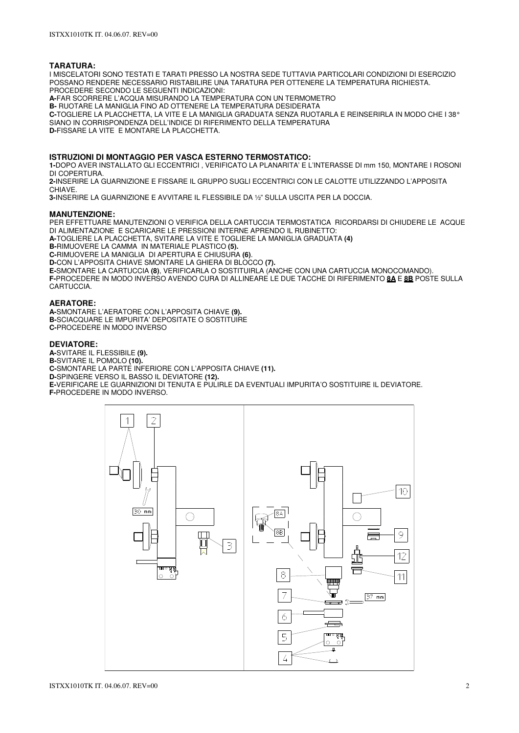## TARATURA:

I MISCELATORI SONO TESTATI E TARATI PRESSO LA NOSTRA SEDE TUTTAVIA PARTICOLARI CONDIZIONI DI ESERCIZIO POSSANO RENDERE NECESSARIO RISTABILIRE UNA TARATURA PER OTTENERE LA TEMPERATURA RICHIESTA. PROCEDERE SECONDO LE SEGUENTI INDICAZIONI:

**A-**FAR SCORRERE L'ACQUA MISURANDO LA TEMPERATURA CON UN TERMOMETRO
**B-** RUOTARE LA MANIGLIA FINO AD OTTENERE LA TEMPERATURA DESIDERATA
**C-**TOGLIERE LA PLACCHETTA, LA VITE E LA MANIGLIA GRADUATA SENZA RUOTARLA E REINSERIRLA IN MODO CHE I 38° SIANO IN CORRISPONDENZA DELL'INDICE DI RIFERIMENTO DELLA TEMPERATURA
**D-**FISSARE LA VITE E MONTARE LA PLACCHETTA.

## ISTRUZIONI DI MONTAGGIO PER VASCA ESTERNO TERMOSTATICO:

**1-**DOPO AVER INSTALLATO GLI ECCENTRICI , VERIFICATO LA PLANARITA' E L'INTERASSE DI mm 150, MONTARE I ROSONI DI COPERTURA.
**2-**INSERIRE LA GUARNIZIONE E FISSARE IL GRUPPO SUGLI ECCENTRICI CON LE CALOTTE UTILIZZANDO L'APPOSITA CHIAVE.
**3-**INSERIRE LA GUARNIZIONE E AVVITARE IL FLESSIBILE DA ½" SULLA USCITA PER LA DOCCIA.

## MANUTENZIONE:

PER EFFETTUARE MANUTENZIONI O VERIFICA DELLA CARTUCCIA TERMOSTATICA RICORDARSI DI CHIUDERE LE ACQUE DI ALIMENTAZIONE E SCARICARE LE PRESSIONI INTERNE APRENDO IL RUBINETTO:

**A-**TOGLIERE LA PLACCHETTA, SVITARE LA VITE E TOGLIERE LA MANIGLIA GRADUATA **(4)**
**B-**RIMUOVERE LA CAMMA IN MATERIALE PLASTICO **(5).**
**C-**RIMUOVERE LA MANIGLIA DI APERTURA E CHIUSURA **(6)**.
**D-**CON L'APPOSITA CHIAVE SMONTARE LA GHIERA DI BLOCCO **(7).**
**E-**SMONTARE LA CARTUCCIA **(8)**, VERIFICARLA O SOSTITUIRLA (ANCHE CON UNA CARTUCCIA MONOCOMANDO).
**F-**PROCEDERE IN MODO INVERSO AVENDO CURA DI ALLINEARE LE DUE TACCHE DI RIFERIMENTO **8A** E **8B** POSTE SULLA CARTUCCIA.

## AERATORE:

**A-**SMONTARE L'AERATORE CON L'APPOSITA CHIAVE **(9).**
**B-**SCIACQUARE LE IMPURITA' DEPOSITATE O SOSTITUIRE
**C-**PROCEDERE IN MODO INVERSO

## DEVIATORE:

**A-**SVITARE IL FLESSIBILE **(9).**
**B-**SVITARE IL POMOLO **(10).**
**C-**SMONTARE LA PARTE INFERIORE CON L'APPOSITA CHIAVE **(11).**
**D-**SPINGERE VERSO IL BASSO IL DEVIATORE **(12).**
**E-**VERIFICARE LE GUARNIZIONI DI TENUTA E PULIRLE DA EVENTUALI IMPURITA'O SOSTITUIRE IL DEVIATORE.
**F-**PROCEDERE IN MODO INVERSO.

1
2
30 mm
3
10
8A
8B
9
12
8
11
7
37 mm
6
5
4